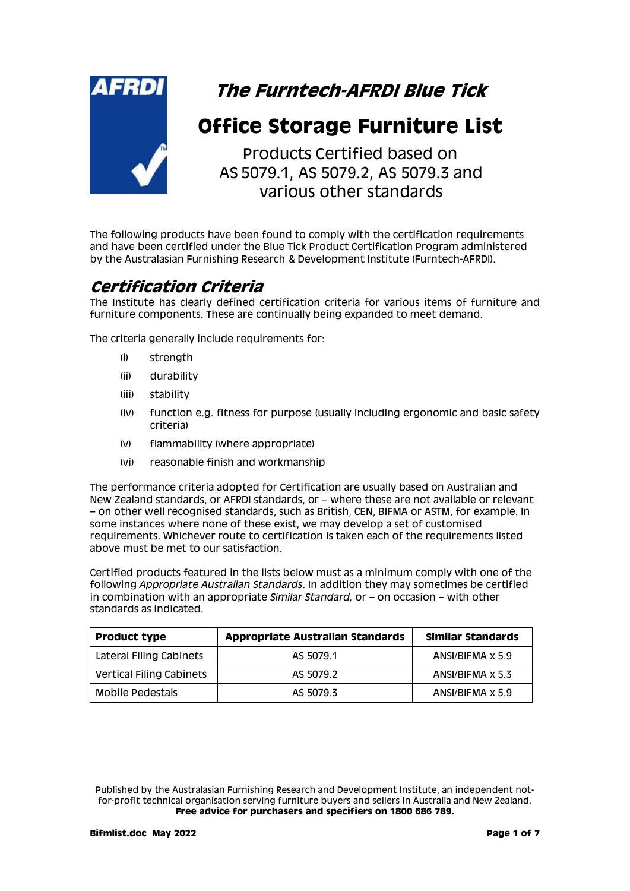# *The Furntech-AFRDI Blue Tick*

# Office Storage Furniture List

Products Certified based on
AS 5079.1, AS 5079.2, AS 5079.3 and
various other standards

The following products have been found to comply with the certification requirements and have been certified under the Blue Tick Product Certification Program administered by the Australasian Furnishing Research & Development Institute (Furntech-AFRDI).

## *Certification Criteria*

The Institute has clearly defined certification criteria for various items of furniture and furniture components. These are continually being expanded to meet demand.

The criteria generally include requirements for:

- (i) strength
- (ii) durability
- (iii) stability
- (iv) function e.g. fitness for purpose (usually including ergonomic and basic safety criteria)
- (v) flammability (where appropriate)
- (vi) reasonable finish and workmanship

The performance criteria adopted for Certification are usually based on Australian and New Zealand standards, or AFRDI standards, or – where these are not available or relevant – on other well recognised standards, such as British, CEN, BIFMA or ASTM, for example. In some instances where none of these exist, we may develop a set of customised requirements. Whichever route to certification is taken each of the requirements listed above must be met to our satisfaction.

Certified products featured in the lists below must as a minimum comply with one of the following *Appropriate Australian Standards*. In addition they may sometimes be certified in combination with an appropriate *Similar Standard,* or – on occasion – with other standards as indicated.

| Product type | Appropriate Australian Standards | Similar Standards |
|---|---|---|
| Lateral Filing Cabinets | AS 5079.1 | ANSI/BIFMA x 5.9 |
| Vertical Filing Cabinets | AS 5079.2 | ANSI/BIFMA x 5.3 |
| Mobile Pedestals | AS 5079.3 | ANSI/BIFMA x 5.9 |

Published by the Australasian Furnishing Research and Development Institute, an independent not-for-profit technical organisation serving furniture buyers and sellers in Australia and New Zealand.
**Free advice for purchasers and specifiers on 1800 686 789.**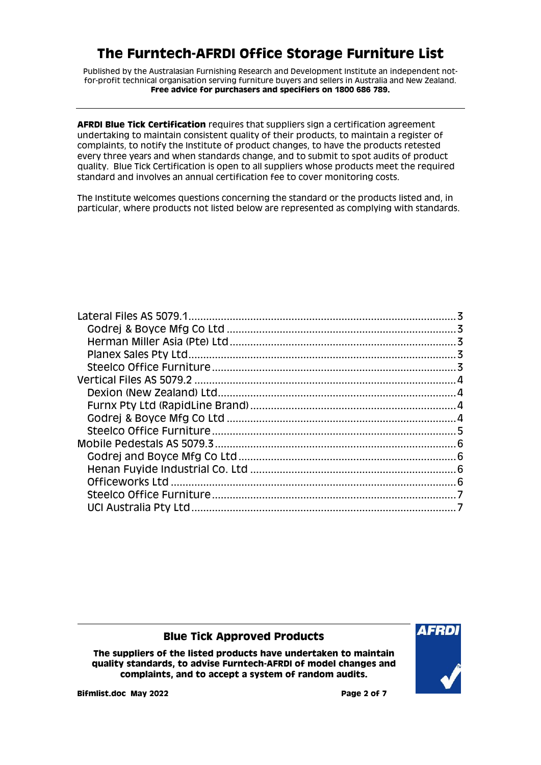# The Furntech-AFRDI Office Storage Furniture List

Published by the Australasian Furnishing Research and Development Institute an independent not-for-profit technical organisation serving furniture buyers and sellers in Australia and New Zealand.
**Free advice for purchasers and specifiers on 1800 686 789.**

---

**AFRDI Blue Tick Certification** requires that suppliers sign a certification agreement undertaking to maintain consistent quality of their products, to maintain a register of complaints, to notify the Institute of product changes, to have the products retested every three years and when standards change, and to submit to spot audits of product quality. Blue Tick Certification is open to all suppliers whose products meet the required standard and involves an annual certification fee to cover monitoring costs.

The Institute welcomes questions concerning the standard or the products listed and, in particular, where products not listed below are represented as complying with standards.

- Lateral Files AS 5079.1 ..... 3
  - Godrej & Boyce Mfg Co Ltd ..... 3
  - Herman Miller Asia (Pte) Ltd ..... 3
  - Planex Sales Pty Ltd ..... 3
  - Steelco Office Furniture ..... 3
- Vertical Files AS 5079.2 ..... 4
  - Dexion (New Zealand) Ltd ..... 4
  - Furnx Pty Ltd (RapidLine Brand) ..... 4
  - Godrej & Boyce Mfg Co Ltd ..... 4
  - Steelco Office Furniture ..... 5
- Mobile Pedestals AS 5079.3 ..... 6
  - Godrej and Boyce Mfg Co Ltd ..... 6
  - Henan Fuyide Industrial Co. Ltd ..... 6
  - Officeworks Ltd ..... 6
  - Steelco Office Furniture ..... 7
  - UCI Australia Pty Ltd ..... 7

---

**Blue Tick Approved Products**

**The suppliers of the listed products have undertaken to maintain quality standards, to advise Furntech-AFRDI of model changes and complaints, and to accept a system of random audits.**

**Bifmlist.doc May 2022**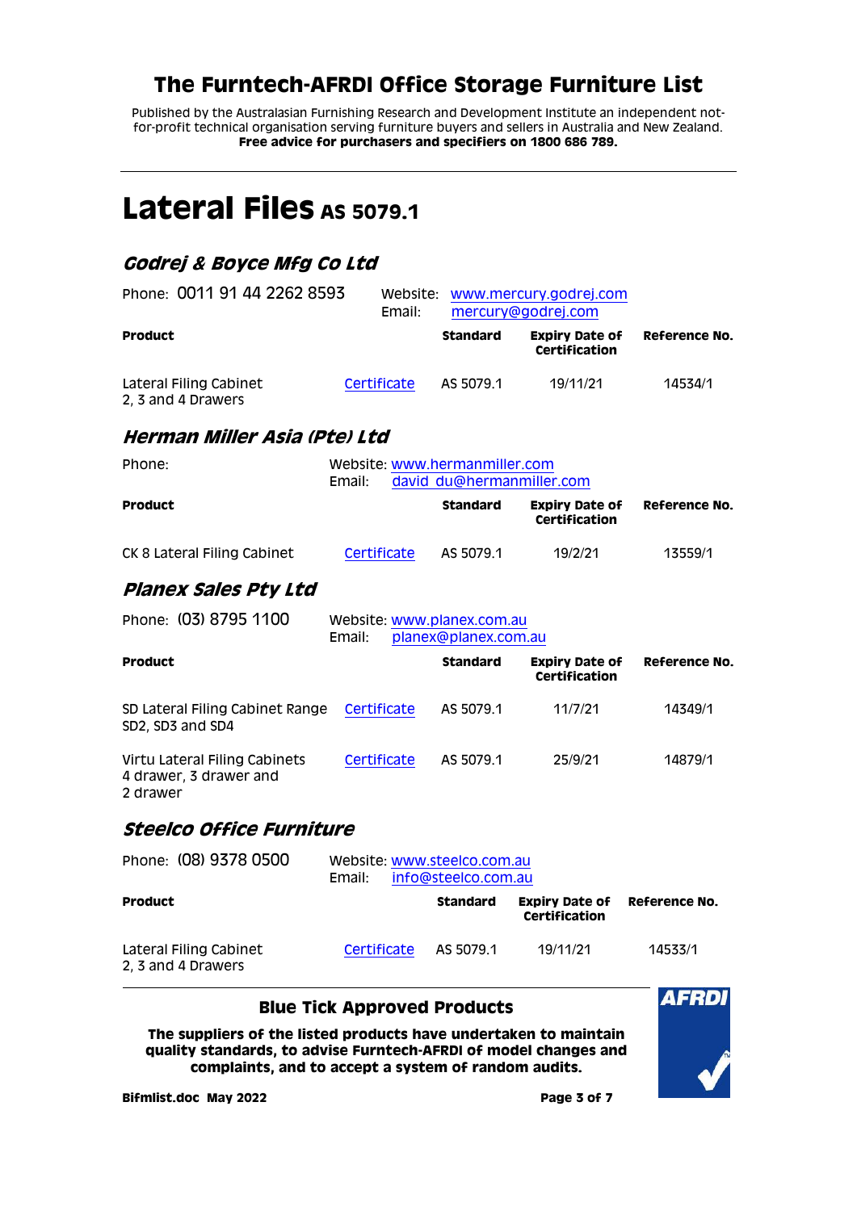# The Furntech-AFRDI Office Storage Furniture List

Published by the Australasian Furnishing Research and Development Institute an independent not-for-profit technical organisation serving furniture buyers and sellers in Australia and New Zealand.
**Free advice for purchasers and specifiers on 1800 686 789.**

---

# Lateral Files AS 5079.1

## *Godrej & Boyce Mfg Co Ltd*

Phone: 0011 91 44 2262 8593
Website: www.mercury.godrej.com
Email: mercury@godrej.com

| Product | | Standard | Expiry Date of Certification | Reference No. |
|---|---|---|---|---|
| Lateral Filing Cabinet 2, 3 and 4 Drawers | Certificate | AS 5079.1 | 19/11/21 | 14534/1 |

## *Herman Miller Asia (Pte) Ltd*

Phone:
Website: www.hermanmiller.com
Email: david_du@hermanmiller.com

| Product | | Standard | Expiry Date of Certification | Reference No. |
|---|---|---|---|---|
| CK 8 Lateral Filing Cabinet | Certificate | AS 5079.1 | 19/2/21 | 13559/1 |

## *Planex Sales Pty Ltd*

Phone: (03) 8795 1100
Website: www.planex.com.au
Email: planex@planex.com.au

| Product | | Standard | Expiry Date of Certification | Reference No. |
|---|---|---|---|---|
| SD Lateral Filing Cabinet Range SD2, SD3 and SD4 | Certificate | AS 5079.1 | 11/7/21 | 14349/1 |
| Virtu Lateral Filing Cabinets 4 drawer, 3 drawer and 2 drawer | Certificate | AS 5079.1 | 25/9/21 | 14879/1 |

## *Steelco Office Furniture*

Phone: (08) 9378 0500
Website: www.steelco.com.au
Email: info@steelco.com.au

| Product | | Standard | Expiry Date of Certification | Reference No. |
|---|---|---|---|---|
| Lateral Filing Cabinet 2, 3 and 4 Drawers | Certificate | AS 5079.1 | 19/11/21 | 14533/1 |

---

**Blue Tick Approved Products**

**The suppliers of the listed products have undertaken to maintain quality standards, to advise Furntech-AFRDI of model changes and complaints, and to accept a system of random audits.**

**Bifmlist.doc May 2022**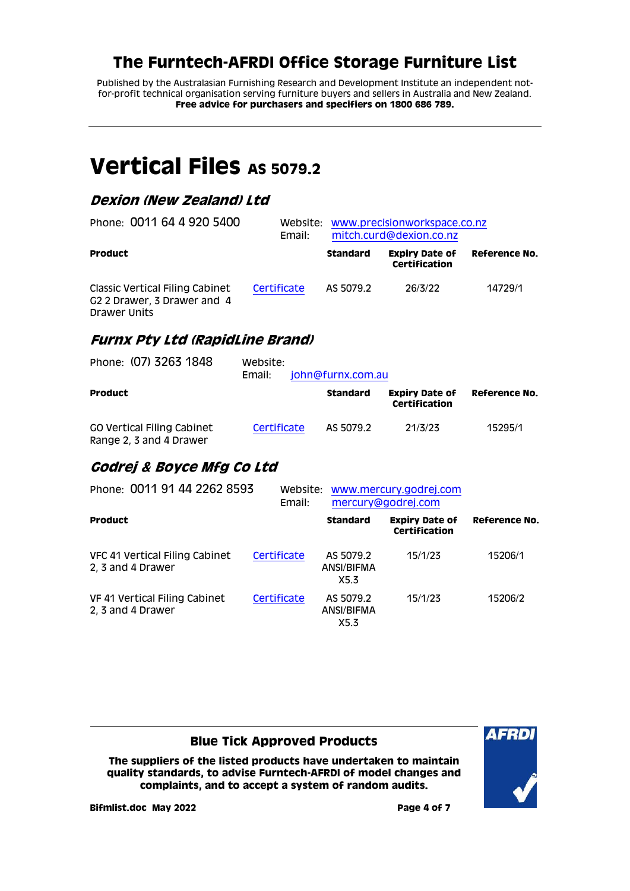# The Furntech-AFRDI Office Storage Furniture List

Published by the Australasian Furnishing Research and Development Institute an independent not-for-profit technical organisation serving furniture buyers and sellers in Australia and New Zealand.
**Free advice for purchasers and specifiers on 1800 686 789.**

# Vertical Files AS 5079.2

### *Dexion (New Zealand) Ltd*

Phone: 0011 64 4 920 5400
Website: www.precisionworkspace.co.nz
Email: mitch.curd@dexion.co.nz

| Product | | Standard | Expiry Date of Certification | Reference No. |
|---|---|---|---|---|
| Classic Vertical Filing Cabinet G2 2 Drawer, 3 Drawer and 4 Drawer Units | Certificate | AS 5079.2 | 26/3/22 | 14729/1 |

### *Furnx Pty Ltd (RapidLine Brand)*

Phone: (07) 3263 1848
Website:
Email: john@furnx.com.au

| Product | | Standard | Expiry Date of Certification | Reference No. |
|---|---|---|---|---|
| GO Vertical Filing Cabinet Range 2, 3 and 4 Drawer | Certificate | AS 5079.2 | 21/3/23 | 15295/1 |

### *Godrej & Boyce Mfg Co Ltd*

Phone: 0011 91 44 2262 8593
Website: www.mercury.godrej.com
Email: mercury@godrej.com

| Product | | Standard | Expiry Date of Certification | Reference No. |
|---|---|---|---|---|
| VFC 41 Vertical Filing Cabinet 2, 3 and 4 Drawer | Certificate | AS 5079.2 ANSI/BIFMA X5.3 | 15/1/23 | 15206/1 |
| VF 41 Vertical Filing Cabinet 2, 3 and 4 Drawer | Certificate | AS 5079.2 ANSI/BIFMA X5.3 | 15/1/23 | 15206/2 |

**Blue Tick Approved Products**

**The suppliers of the listed products have undertaken to maintain quality standards, to advise Furntech-AFRDI of model changes and complaints, and to accept a system of random audits.**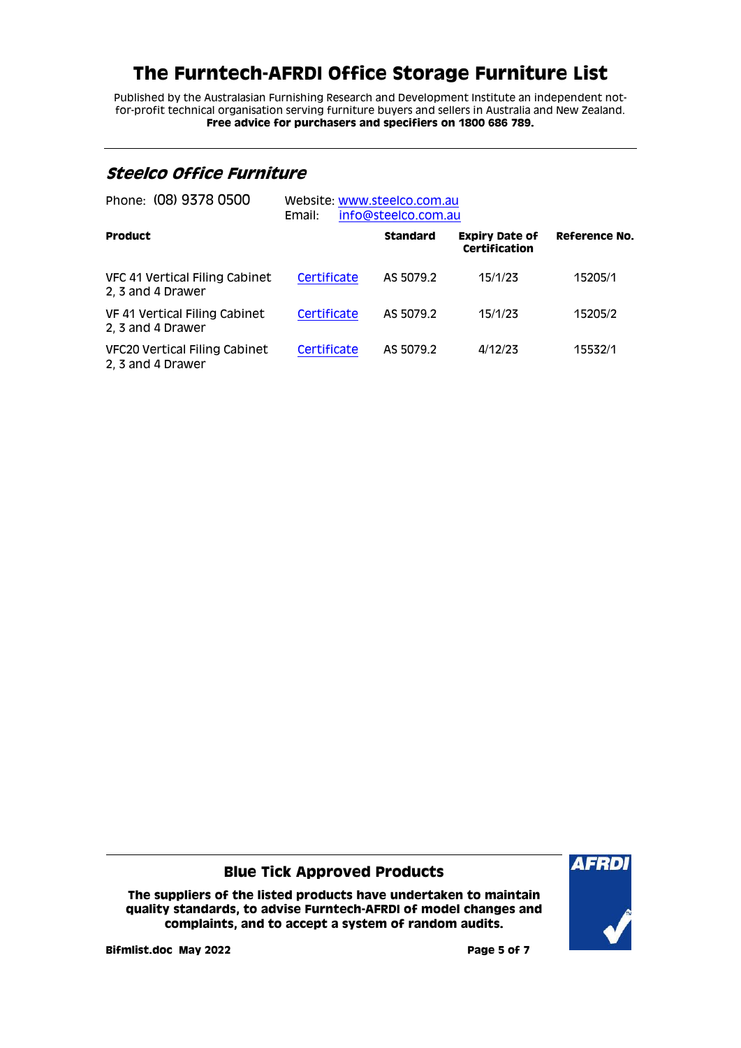# The Furntech-AFRDI Office Storage Furniture List

Published by the Australasian Furnishing Research and Development Institute an independent not-for-profit technical organisation serving furniture buyers and sellers in Australia and New Zealand.
**Free advice for purchasers and specifiers on 1800 686 789.**

## *Steelco Office Furniture*

Phone: (08) 9378 0500

Website: www.steelco.com.au
Email: info@steelco.com.au

| Product | | Standard | Expiry Date of Certification | Reference No. |
|---|---|---|---|---|
| VFC 41 Vertical Filing Cabinet 2, 3 and 4 Drawer | Certificate | AS 5079.2 | 15/1/23 | 15205/1 |
| VF 41 Vertical Filing Cabinet 2, 3 and 4 Drawer | Certificate | AS 5079.2 | 15/1/23 | 15205/2 |
| VFC20 Vertical Filing Cabinet 2, 3 and 4 Drawer | Certificate | AS 5079.2 | 4/12/23 | 15532/1 |

**Blue Tick Approved Products**

**The suppliers of the listed products have undertaken to maintain quality standards, to advise Furntech-AFRDI of model changes and complaints, and to accept a system of random audits.**

**Bifmlist.doc May 2022**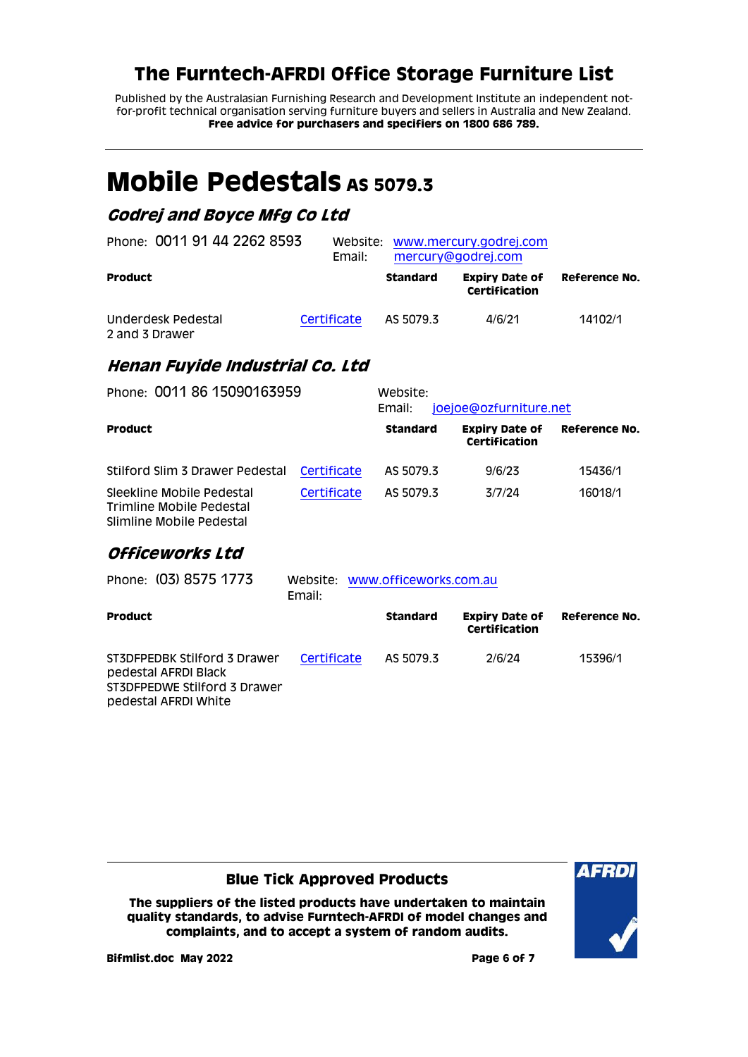# The Furntech-AFRDI Office Storage Furniture List

Published by the Australasian Furnishing Research and Development Institute an independent not-for-profit technical organisation serving furniture buyers and sellers in Australia and New Zealand.
**Free advice for purchasers and specifiers on 1800 686 789.**

# Mobile Pedestals AS 5079.3

## *Godrej and Boyce Mfg Co Ltd*

Phone: 0011 91 44 2262 8593 Website: www.mercury.godrej.com
Email: mercury@godrej.com

| Product | | Standard | Expiry Date of Certification | Reference No. |
|---|---|---|---|---|
| Underdesk Pedestal 2 and 3 Drawer | Certificate | AS 5079.3 | 4/6/21 | 14102/1 |

## *Henan Fuyide Industrial Co. Ltd*

Phone: 0011 86 15090163959 Website:
Email: joejoe@ozfurniture.net

| Product | | Standard | Expiry Date of Certification | Reference No. |
|---|---|---|---|---|
| Stilford Slim 3 Drawer Pedestal | Certificate | AS 5079.3 | 9/6/23 | 15436/1 |
| Sleekline Mobile Pedestal<br>Trimline Mobile Pedestal<br>Slimline Mobile Pedestal | Certificate | AS 5079.3 | 3/7/24 | 16018/1 |

## *Officeworks Ltd*

Phone: (03) 8575 1773 Website: www.officeworks.com.au
Email:

| Product | | Standard | Expiry Date of Certification | Reference No. |
|---|---|---|---|---|
| ST3DFPEDBK Stilford 3 Drawer pedestal AFRDI Black<br>ST3DFPEDWE Stilford 3 Drawer pedestal AFRDI White | Certificate | AS 5079.3 | 2/6/24 | 15396/1 |

**Blue Tick Approved Products**

**The suppliers of the listed products have undertaken to maintain quality standards, to advise Furntech-AFRDI of model changes and complaints, and to accept a system of random audits.**

**Bifmlist.doc May 2022**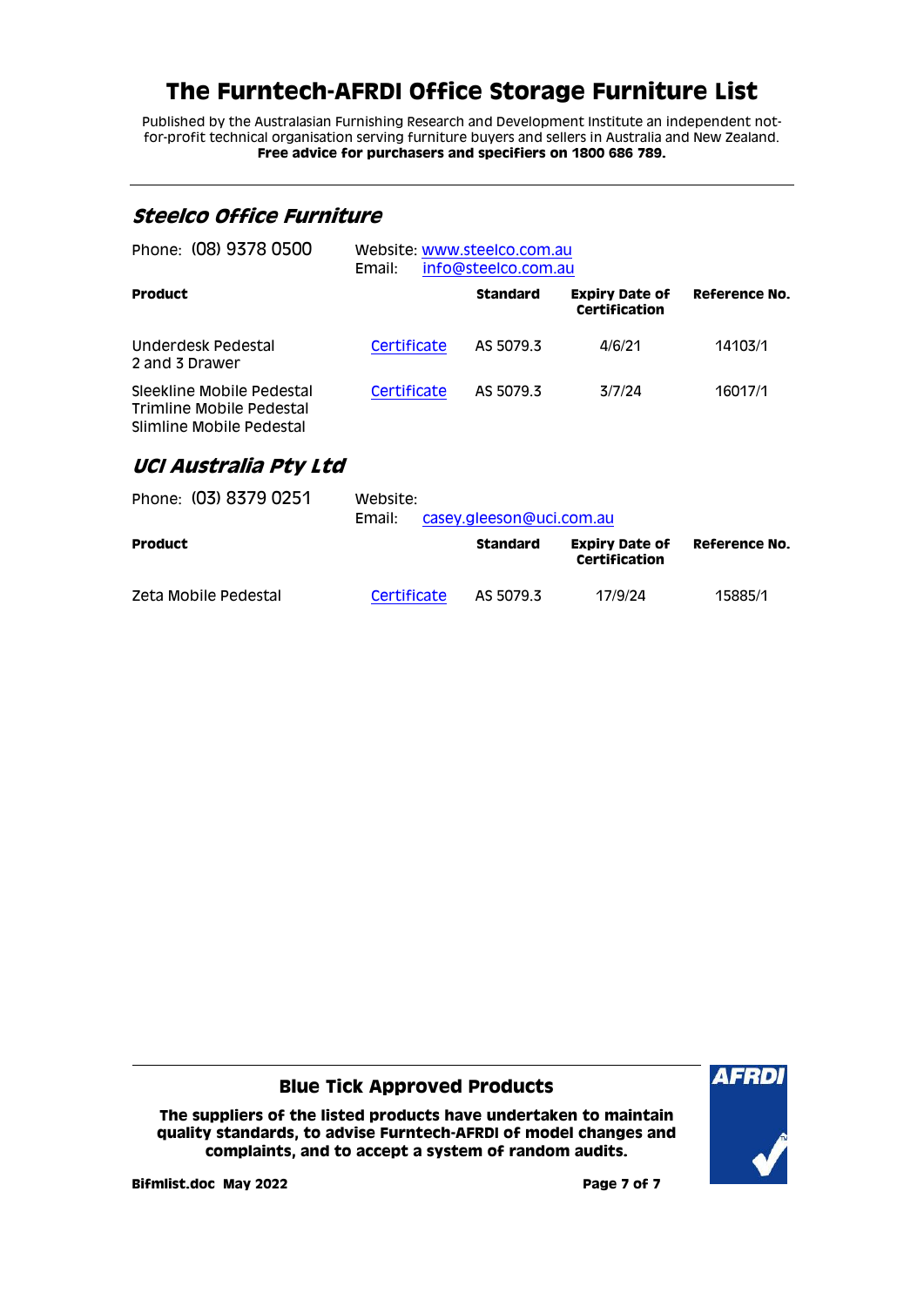# The Furntech-AFRDI Office Storage Furniture List

Published by the Australasian Furnishing Research and Development Institute an independent not-for-profit technical organisation serving furniture buyers and sellers in Australia and New Zealand.
**Free advice for purchasers and specifiers on 1800 686 789.**

---

## *Steelco Office Furniture*

Phone: (08) 9378 0500 Website: www.steelco.com.au
Email: info@steelco.com.au

| Product | | Standard | Expiry Date of Certification | Reference No. |
|---|---|---|---|---|
| Underdesk Pedestal<br>2 and 3 Drawer | Certificate | AS 5079.3 | 4/6/21 | 14103/1 |
| Sleekline Mobile Pedestal<br>Trimline Mobile Pedestal<br>Slimline Mobile Pedestal | Certificate | AS 5079.3 | 3/7/24 | 16017/1 |

## *UCI Australia Pty Ltd*

Phone: (03) 8379 0251 Website:
Email: casey.gleeson@uci.com.au

| Product | | Standard | Expiry Date of Certification | Reference No. |
|---|---|---|---|---|
| Zeta Mobile Pedestal | Certificate | AS 5079.3 | 17/9/24 | 15885/1 |

---

**Blue Tick Approved Products**

**The suppliers of the listed products have undertaken to maintain quality standards, to advise Furntech-AFRDI of model changes and complaints, and to accept a system of random audits.**

**Bifmlist.doc May 2022**